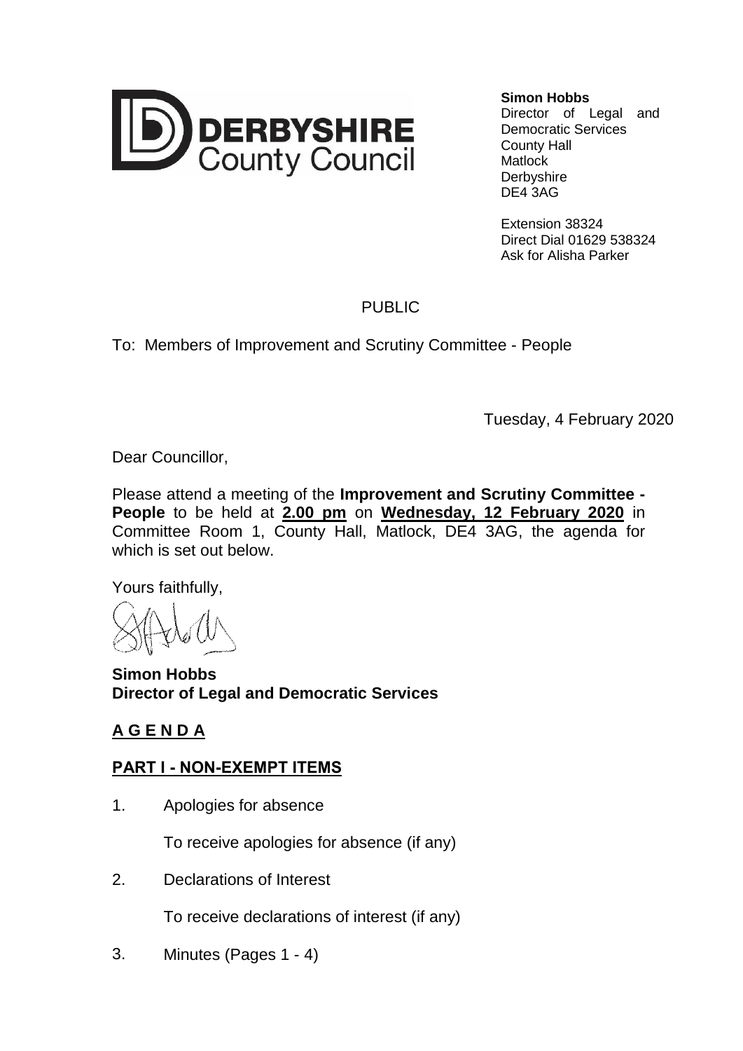**DERBYSHIRE County Council**

**Simon Hobbs**
Director of Legal and Democratic Services
County Hall
Matlock
Derbyshire
DE4 3AG

Extension 38324
Direct Dial 01629 538324
Ask for Alisha Parker

PUBLIC

To: Members of Improvement and Scrutiny Committee - People

Tuesday, 4 February 2020

Dear Councillor,

Please attend a meeting of the **Improvement and Scrutiny Committee - People** to be held at **2.00 pm** on **Wednesday, 12 February 2020** in Committee Room 1, County Hall, Matlock, DE4 3AG, the agenda for which is set out below.

Yours faithfully,

**Simon Hobbs**
**Director of Legal and Democratic Services**

## A G E N D A

## PART I - NON-EXEMPT ITEMS

1. Apologies for absence

   To receive apologies for absence (if any)

2. Declarations of Interest

   To receive declarations of interest (if any)

3. Minutes (Pages 1 - 4)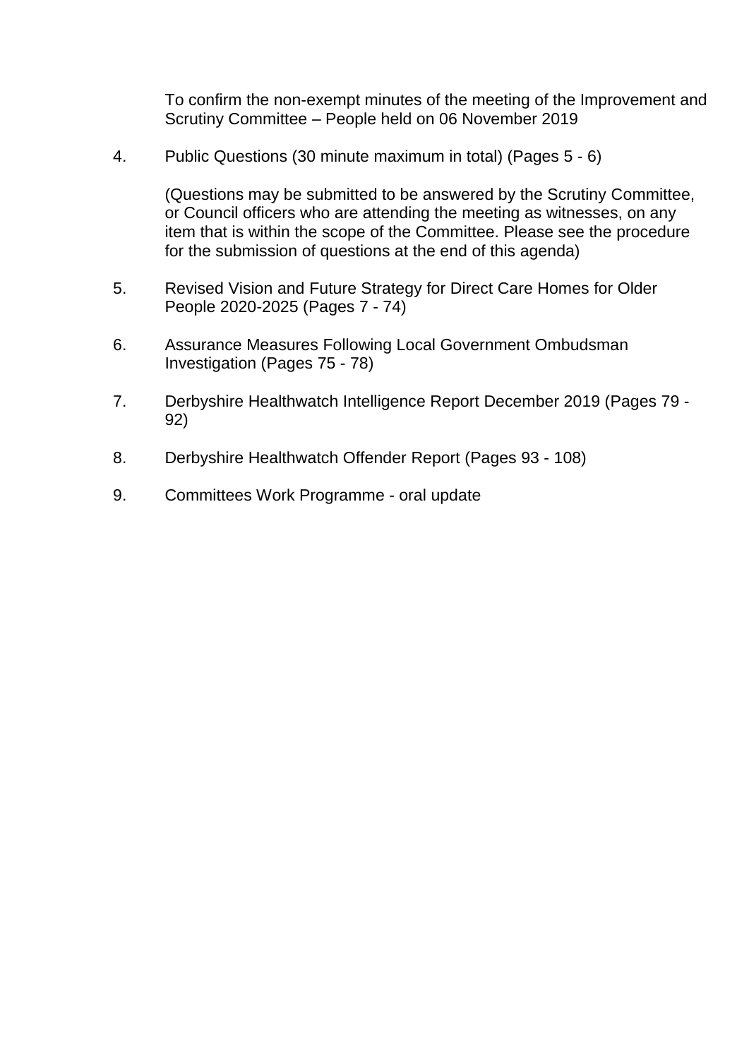To confirm the non-exempt minutes of the meeting of the Improvement and Scrutiny Committee – People held on 06 November 2019

4. Public Questions (30 minute maximum in total) (Pages 5 - 6)

   (Questions may be submitted to be answered by the Scrutiny Committee, or Council officers who are attending the meeting as witnesses, on any item that is within the scope of the Committee. Please see the procedure for the submission of questions at the end of this agenda)

5. Revised Vision and Future Strategy for Direct Care Homes for Older People 2020-2025 (Pages 7 - 74)

6. Assurance Measures Following Local Government Ombudsman Investigation (Pages 75 - 78)

7. Derbyshire Healthwatch Intelligence Report December 2019 (Pages 79 - 92)

8. Derbyshire Healthwatch Offender Report (Pages 93 - 108)

9. Committees Work Programme - oral update